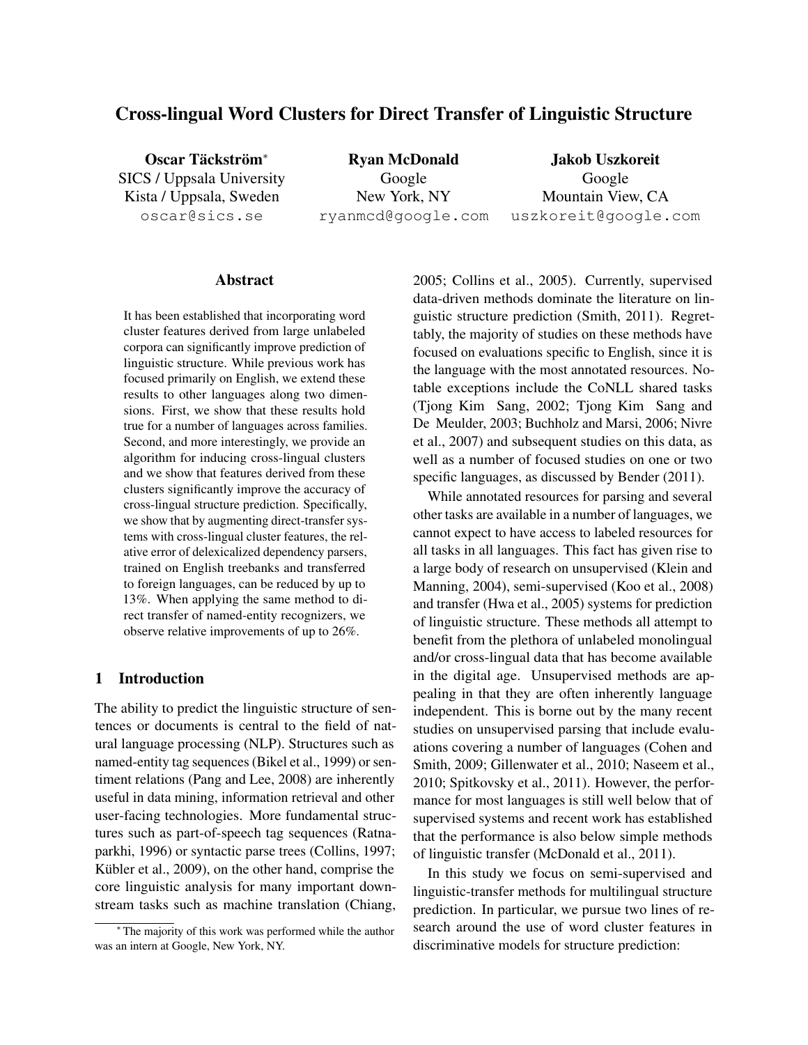# Cross-lingual Word Clusters for Direct Transfer of Linguistic Structure

**Oscar Täckström***
SICS / Uppsala University
Kista / Uppsala, Sweden
oscar@sics.se

**Ryan McDonald**
Google
New York, NY
ryanmcd@google.com

**Jakob Uszkoreit**
Google
Mountain View, CA
uszkoreit@google.com

## Abstract

It has been established that incorporating word cluster features derived from large unlabeled corpora can significantly improve prediction of linguistic structure. While previous work has focused primarily on English, we extend these results to other languages along two dimensions. First, we show that these results hold true for a number of languages across families. Second, and more interestingly, we provide an algorithm for inducing cross-lingual clusters and we show that features derived from these clusters significantly improve the accuracy of cross-lingual structure prediction. Specifically, we show that by augmenting direct-transfer systems with cross-lingual cluster features, the relative error of delexicalized dependency parsers, trained on English treebanks and transferred to foreign languages, can be reduced by up to 13%. When applying the same method to direct transfer of named-entity recognizers, we observe relative improvements of up to 26%.

## 1 Introduction

The ability to predict the linguistic structure of sentences or documents is central to the field of natural language processing (NLP). Structures such as named-entity tag sequences (Bikel et al., 1999) or sentiment relations (Pang and Lee, 2008) are inherently useful in data mining, information retrieval and other user-facing technologies. More fundamental structures such as part-of-speech tag sequences (Ratnaparkhi, 1996) or syntactic parse trees (Collins, 1997; Kübler et al., 2009), on the other hand, comprise the core linguistic analysis for many important downstream tasks such as machine translation (Chiang, 2005; Collins et al., 2005). Currently, supervised data-driven methods dominate the literature on linguistic structure prediction (Smith, 2011). Regrettably, the majority of studies on these methods have focused on evaluations specific to English, since it is the language with the most annotated resources. Notable exceptions include the CoNLL shared tasks (Tjong Kim Sang, 2002; Tjong Kim Sang and De Meulder, 2003; Buchholz and Marsi, 2006; Nivre et al., 2007) and subsequent studies on this data, as well as a number of focused studies on one or two specific languages, as discussed by Bender (2011).

While annotated resources for parsing and several other tasks are available in a number of languages, we cannot expect to have access to labeled resources for all tasks in all languages. This fact has given rise to a large body of research on unsupervised (Klein and Manning, 2004), semi-supervised (Koo et al., 2008) and transfer (Hwa et al., 2005) systems for prediction of linguistic structure. These methods all attempt to benefit from the plethora of unlabeled monolingual and/or cross-lingual data that has become available in the digital age. Unsupervised methods are appealing in that they are often inherently language independent. This is borne out by the many recent studies on unsupervised parsing that include evaluations covering a number of languages (Cohen and Smith, 2009; Gillenwater et al., 2010; Naseem et al., 2010; Spitkovsky et al., 2011). However, the performance for most languages is still well below that of supervised systems and recent work has established that the performance is also below simple methods of linguistic transfer (McDonald et al., 2011).

In this study we focus on semi-supervised and linguistic-transfer methods for multilingual structure prediction. In particular, we pursue two lines of research around the use of word cluster features in discriminative models for structure prediction:

* The majority of this work was performed while the author was an intern at Google, New York, NY.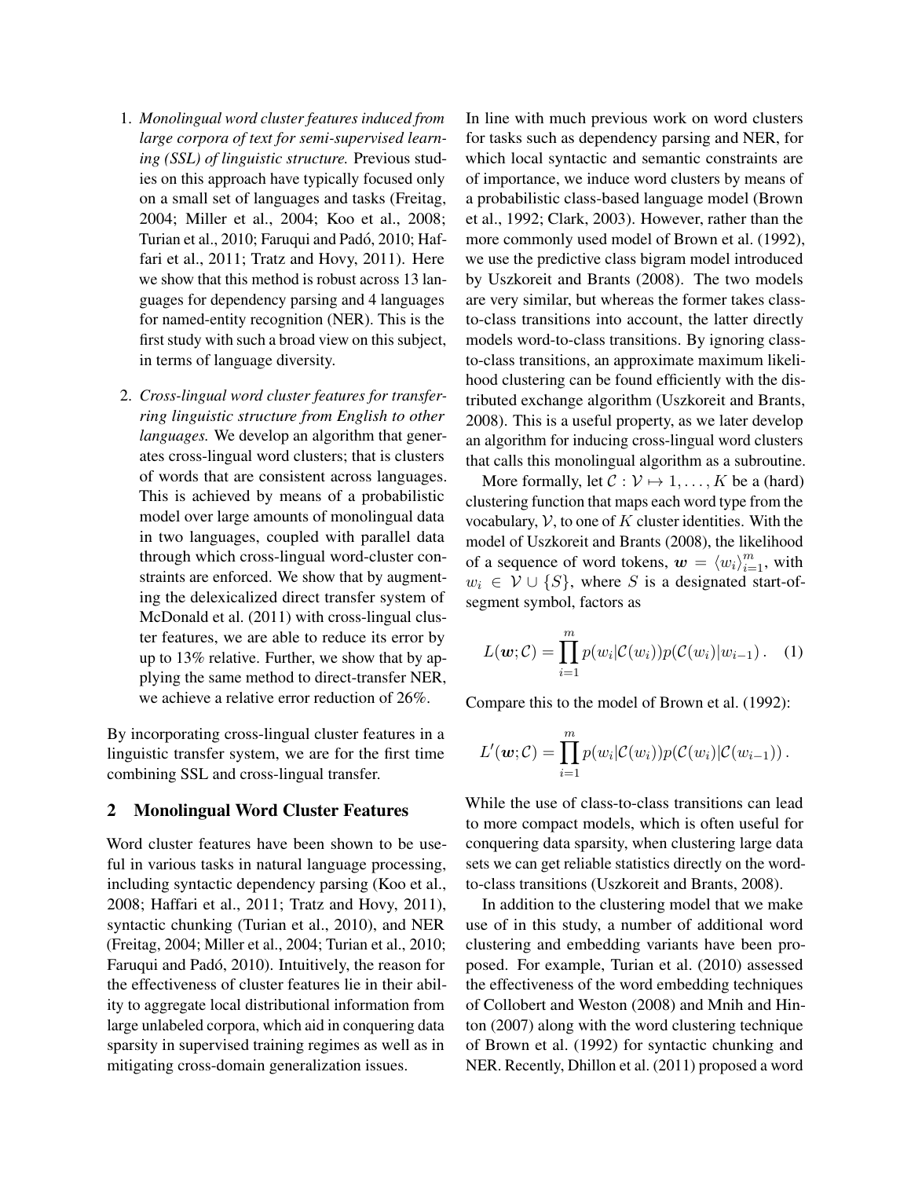1. *Monolingual word cluster features induced from large corpora of text for semi-supervised learning (SSL) of linguistic structure.* Previous studies on this approach have typically focused only on a small set of languages and tasks (Freitag, 2004; Miller et al., 2004; Koo et al., 2008; Turian et al., 2010; Faruqui and Padó, 2010; Haffari et al., 2011; Tratz and Hovy, 2011). Here we show that this method is robust across 13 languages for dependency parsing and 4 languages for named-entity recognition (NER). This is the first study with such a broad view on this subject, in terms of language diversity.

2. *Cross-lingual word cluster features for transferring linguistic structure from English to other languages.* We develop an algorithm that generates cross-lingual word clusters; that is clusters of words that are consistent across languages. This is achieved by means of a probabilistic model over large amounts of monolingual data in two languages, coupled with parallel data through which cross-lingual word-cluster constraints are enforced. We show that by augmenting the delexicalized direct transfer system of McDonald et al. (2011) with cross-lingual cluster features, we are able to reduce its error by up to 13% relative. Further, we show that by applying the same method to direct-transfer NER, we achieve a relative error reduction of 26%.

By incorporating cross-lingual cluster features in a linguistic transfer system, we are for the first time combining SSL and cross-lingual transfer.

## 2 Monolingual Word Cluster Features

Word cluster features have been shown to be useful in various tasks in natural language processing, including syntactic dependency parsing (Koo et al., 2008; Haffari et al., 2011; Tratz and Hovy, 2011), syntactic chunking (Turian et al., 2010), and NER (Freitag, 2004; Miller et al., 2004; Turian et al., 2010; Faruqui and Padó, 2010). Intuitively, the reason for the effectiveness of cluster features lie in their ability to aggregate local distributional information from large unlabeled corpora, which aid in conquering data sparsity in supervised training regimes as well as in mitigating cross-domain generalization issues.

In line with much previous work on word clusters for tasks such as dependency parsing and NER, for which local syntactic and semantic constraints are of importance, we induce word clusters by means of a probabilistic class-based language model (Brown et al., 1992; Clark, 2003). However, rather than the more commonly used model of Brown et al. (1992), we use the predictive class bigram model introduced by Uszkoreit and Brants (2008). The two models are very similar, but whereas the former takes class-to-class transitions into account, the latter directly models word-to-class transitions. By ignoring class-to-class transitions, an approximate maximum likelihood clustering can be found efficiently with the distributed exchange algorithm (Uszkoreit and Brants, 2008). This is a useful property, as we later develop an algorithm for inducing cross-lingual word clusters that calls this monolingual algorithm as a subroutine.

More formally, let $\mathcal{C} : \mathcal{V} \mapsto 1, \ldots, K$ be a (hard) clustering function that maps each word type from the vocabulary, $\mathcal{V}$, to one of $K$ cluster identities. With the model of Uszkoreit and Brants (2008), the likelihood of a sequence of word tokens, $\boldsymbol{w} = \langle w_i \rangle_{i=1}^{m}$, with $w_i \in \mathcal{V} \cup \{S\}$, where $S$ is a designated start-of-segment symbol, factors as

$$L(\boldsymbol{w}; \mathcal{C}) = \prod_{i=1}^{m} p(w_i | \mathcal{C}(w_i)) p(\mathcal{C}(w_i) | w_{i-1}) \,. \quad (1)$$

Compare this to the model of Brown et al. (1992):

$$L'(\boldsymbol{w}; \mathcal{C}) = \prod_{i=1}^{m} p(w_i | \mathcal{C}(w_i)) p(\mathcal{C}(w_i) | \mathcal{C}(w_{i-1})) \,.$$

While the use of class-to-class transitions can lead to more compact models, which is often useful for conquering data sparsity, when clustering large data sets we can get reliable statistics directly on the word-to-class transitions (Uszkoreit and Brants, 2008).

In addition to the clustering model that we make use of in this study, a number of additional word clustering and embedding variants have been proposed. For example, Turian et al. (2010) assessed the effectiveness of the word embedding techniques of Collobert and Weston (2008) and Mnih and Hinton (2007) along with the word clustering technique of Brown et al. (1992) for syntactic chunking and NER. Recently, Dhillon et al. (2011) proposed a word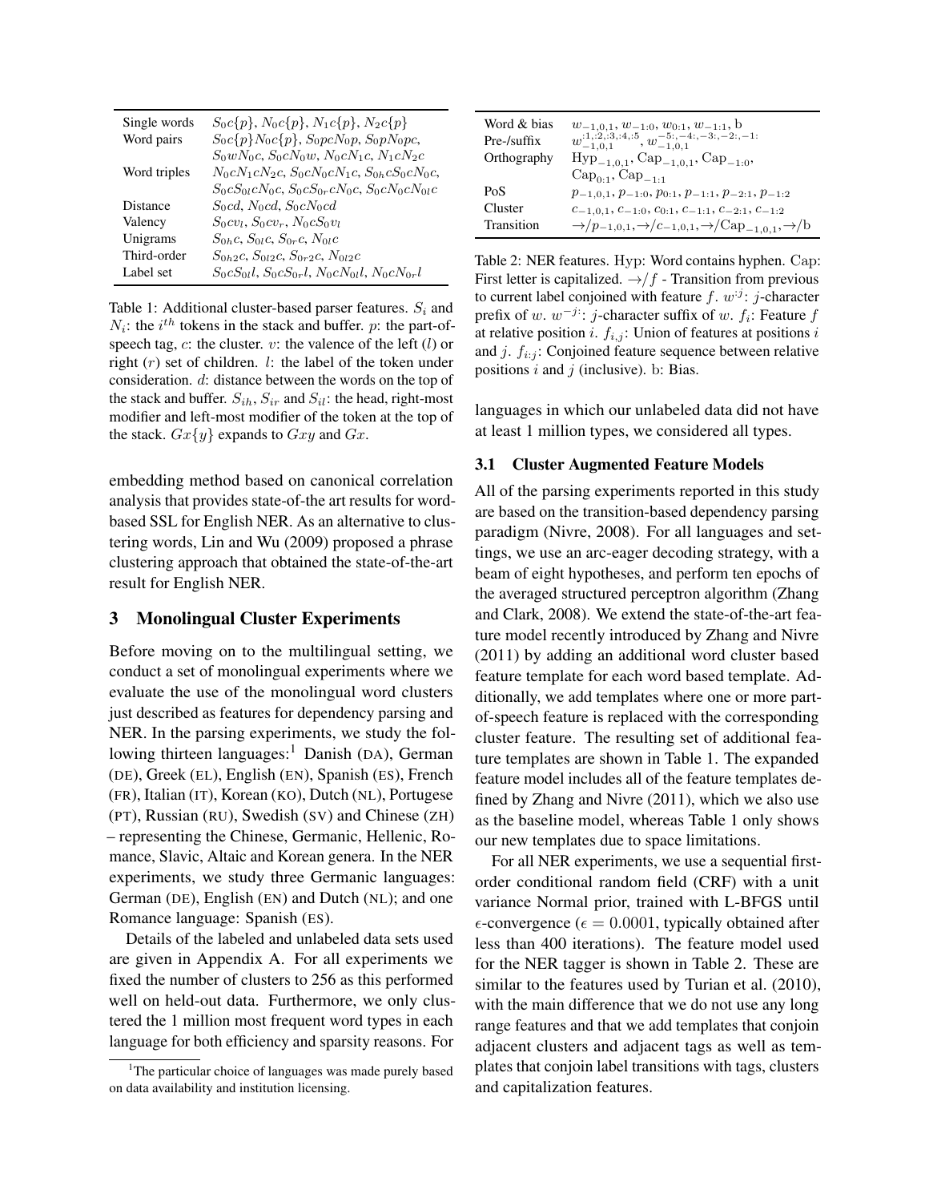| | |
|---|---|
| Single words | $S_0c\{p\}$, $N_0c\{p\}$, $N_1c\{p\}$, $N_2c\{p\}$ |
| Word pairs | $S_0c\{p\}N_0c\{p\}$, $S_0pcN_0p$, $S_0pN_0pc$, $S_0wN_0c$, $S_0cN_0w$, $N_0cN_1c$, $N_1cN_2c$ |
| Word triples | $N_0cN_1cN_2c$, $S_0cN_0cN_1c$, $S_{0h}cS_0cN_0c$, $S_0cS_{0l}cN_0c$, $S_0cS_{0r}cN_0c$, $S_0cN_0cN_{0l}c$ |
| Distance | $S_0cd$, $N_0cd$, $S_0cN_0cd$ |
| Valency | $S_0cv_l$, $S_0cv_r$, $N_0cS_0v_l$ |
| Unigrams | $S_{0h}c$, $S_{0l}c$, $S_{0r}c$, $N_{0l}c$ |
| Third-order | $S_{0h2}c$, $S_{0l2}c$, $S_{0r2}c$, $N_{0l2}c$ |
| Label set | $S_0cS_{0l}l$, $S_0cS_{0r}l$, $N_0cN_{0l}l$, $N_0cN_{0r}l$ |

Table 1: Additional cluster-based parser features. $S_i$ and $N_i$: the $i^{th}$ tokens in the stack and buffer. $p$: the part-of-speech tag, $c$: the cluster. $v$: the valence of the left ($l$) or right ($r$) set of children. $l$: the label of the token under consideration. $d$: distance between the words on the top of the stack and buffer. $S_{ih}$, $S_{ir}$ and $S_{il}$: the head, right-most modifier and left-most modifier of the token at the top of the stack. $Gx\{y\}$ expands to $Gxy$ and $Gx$.

| | |
|---|---|
| Word & bias | $w_{-1,0,1}$, $w_{-1:0}$, $w_{0:1}$, $w_{-1:1}$, b |
| Pre-/suffix | $w^{:1,:2,:3,:4,:5}_{-1,0,1}$, $w^{-5:,-4:,-3:,-2:,-1:}_{-1,0,1}$ |
| Orthography | $\text{Hyp}_{-1,0,1}$, $\text{Cap}_{-1,0,1}$, $\text{Cap}_{-1:0}$, $\text{Cap}_{0:1}$, $\text{Cap}_{-1:1}$ |
| PoS | $p_{-1,0,1}$, $p_{-1:0}$, $p_{0:1}$, $p_{-1:1}$, $p_{-2:1}$, $p_{-1:2}$ |
| Cluster | $c_{-1,0,1}$, $c_{-1:0}$, $c_{0:1}$, $c_{-1:1}$, $c_{-2:1}$, $c_{-1:2}$ |
| Transition | $\rightarrow/p_{-1,0,1}$, $\rightarrow/c_{-1,0,1}$, $\rightarrow/\text{Cap}_{-1,0,1}$, $\rightarrow/\text{b}$ |

Table 2: NER features. Hyp: Word contains hyphen. Cap: First letter is capitalized. $\rightarrow/f$ - Transition from previous to current label conjoined with feature $f$. $w^{:j}$: $j$-character prefix of $w$. $w^{-j:}$: $j$-character suffix of $w$. $f_i$: Feature $f$ at relative position $i$. $f_{i,j}$: Union of features at positions $i$ and $j$. $f_{i:j}$: Conjoined feature sequence between relative positions $i$ and $j$ (inclusive). b: Bias.

embedding method based on canonical correlation analysis that provides state-of-the art results for word-based SSL for English NER. As an alternative to clustering words, Lin and Wu (2009) proposed a phrase clustering approach that obtained the state-of-the-art result for English NER.

## 3 Monolingual Cluster Experiments

Before moving on to the multilingual setting, we conduct a set of monolingual experiments where we evaluate the use of the monolingual word clusters just described as features for dependency parsing and NER. In the parsing experiments, we study the following thirteen languages:[1] Danish (DA), German (DE), Greek (EL), English (EN), Spanish (ES), French (FR), Italian (IT), Korean (KO), Dutch (NL), Portugese (PT), Russian (RU), Swedish (SV) and Chinese (ZH) – representing the Chinese, Germanic, Hellenic, Romance, Slavic, Altaic and Korean genera. In the NER experiments, we study three Germanic languages: German (DE), English (EN) and Dutch (NL); and one Romance language: Spanish (ES).

Details of the labeled and unlabeled data sets used are given in Appendix A. For all experiments we fixed the number of clusters to 256 as this performed well on held-out data. Furthermore, we only clustered the 1 million most frequent word types in each language for both efficiency and sparsity reasons. For languages in which our unlabeled data did not have at least 1 million types, we considered all types.

[1]The particular choice of languages was made purely based on data availability and institution licensing.

### 3.1 Cluster Augmented Feature Models

All of the parsing experiments reported in this study are based on the transition-based dependency parsing paradigm (Nivre, 2008). For all languages and settings, we use an arc-eager decoding strategy, with a beam of eight hypotheses, and perform ten epochs of the averaged structured perceptron algorithm (Zhang and Clark, 2008). We extend the state-of-the-art feature model recently introduced by Zhang and Nivre (2011) by adding an additional word cluster based feature template for each word based template. Additionally, we add templates where one or more part-of-speech feature is replaced with the corresponding cluster feature. The resulting set of additional feature templates are shown in Table 1. The expanded feature model includes all of the feature templates defined by Zhang and Nivre (2011), which we also use as the baseline model, whereas Table 1 only shows our new templates due to space limitations.

For all NER experiments, we use a sequential first-order conditional random field (CRF) with a unit variance Normal prior, trained with L-BFGS until $\epsilon$-convergence ($\epsilon = 0.0001$, typically obtained after less than 400 iterations). The feature model used for the NER tagger is shown in Table 2. These are similar to the features used by Turian et al. (2010), with the main difference that we do not use any long range features and that we add templates that conjoin adjacent clusters and adjacent tags as well as templates that conjoin label transitions with tags, clusters and capitalization features.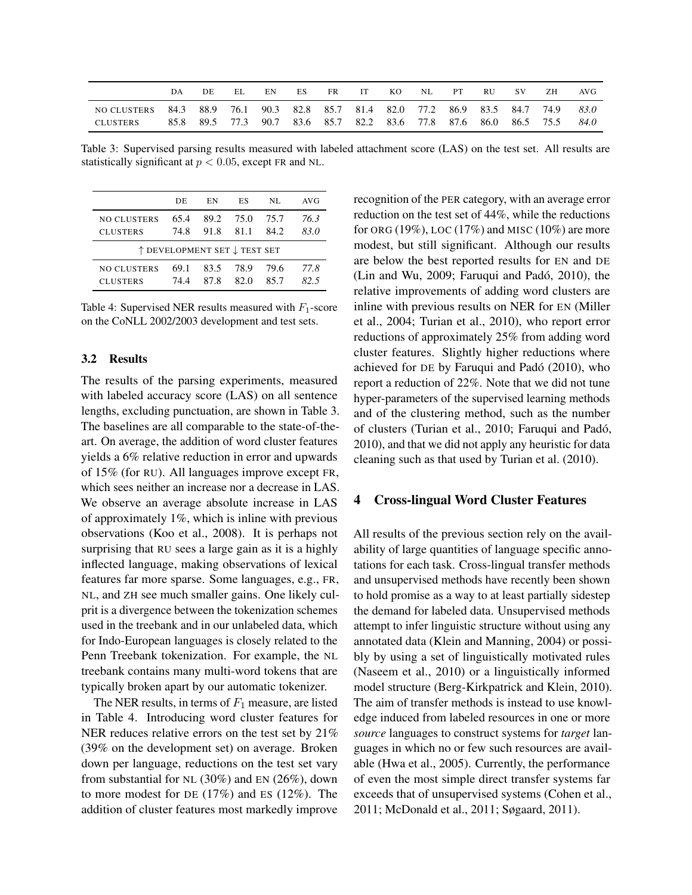| | DA | DE | EL | EN | ES | FR | IT | KO | NL | PT | RU | SV | ZH | AVG |
|---|---|---|---|---|---|---|---|---|---|---|---|---|---|---|
| NO CLUSTERS | 84.3 | 88.9 | 76.1 | 90.3 | 82.8 | 85.7 | 81.4 | 82.0 | 77.2 | 86.9 | 83.5 | 84.7 | 74.9 | *83.0* |
| CLUSTERS | 85.8 | 89.5 | 77.3 | 90.7 | 83.6 | 85.7 | 82.2 | 83.6 | 77.8 | 87.6 | 86.0 | 86.5 | 75.5 | *84.0* |

Table 3: Supervised parsing results measured with labeled attachment score (LAS) on the test set. All results are statistically significant at $p < 0.05$, except FR and NL.

| | DE | EN | ES | NL | AVG |
|---|---|---|---|---|---|
| NO CLUSTERS | 65.4 | 89.2 | 75.0 | 75.7 | *76.3* |
| CLUSTERS | 74.8 | 91.8 | 81.1 | 84.2 | *83.0* |
| ↑ DEVELOPMENT SET ↓ TEST SET | | | | | |
| NO CLUSTERS | 69.1 | 83.5 | 78.9 | 79.6 | *77.8* |
| CLUSTERS | 74.4 | 87.8 | 82.0 | 85.7 | *82.5* |

Table 4: Supervised NER results measured with $F_1$-score on the CoNLL 2002/2003 development and test sets.

### 3.2 Results

The results of the parsing experiments, measured with labeled accuracy score (LAS) on all sentence lengths, excluding punctuation, are shown in Table 3. The baselines are all comparable to the state-of-the-art. On average, the addition of word cluster features yields a 6% relative reduction in error and upwards of 15% (for RU). All languages improve except FR, which sees neither an increase nor a decrease in LAS. We observe an average absolute increase in LAS of approximately 1%, which is inline with previous observations (Koo et al., 2008). It is perhaps not surprising that RU sees a large gain as it is a highly inflected language, making observations of lexical features far more sparse. Some languages, e.g., FR, NL, and ZH see much smaller gains. One likely culprit is a divergence between the tokenization schemes used in the treebank and in our unlabeled data, which for Indo-European languages is closely related to the Penn Treebank tokenization. For example, the NL treebank contains many multi-word tokens that are typically broken apart by our automatic tokenizer.

The NER results, in terms of $F_1$ measure, are listed in Table 4. Introducing word cluster features for NER reduces relative errors on the test set by 21% (39% on the development set) on average. Broken down per language, reductions on the test set vary from substantial for NL (30%) and EN (26%), down to more modest for DE (17%) and ES (12%). The addition of cluster features most markedly improve recognition of the PER category, with an average error reduction on the test set of 44%, while the reductions for ORG (19%), LOC (17%) and MISC (10%) are more modest, but still significant. Although our results are below the best reported results for EN and DE (Lin and Wu, 2009; Faruqui and Padó, 2010), the relative improvements of adding word clusters are inline with previous results on NER for EN (Miller et al., 2004; Turian et al., 2010), who report error reductions of approximately 25% from adding word cluster features. Slightly higher reductions where achieved for DE by Faruqui and Padó (2010), who report a reduction of 22%. Note that we did not tune hyper-parameters of the supervised learning methods and of the clustering method, such as the number of clusters (Turian et al., 2010; Faruqui and Padó, 2010), and that we did not apply any heuristic for data cleaning such as that used by Turian et al. (2010).

## 4 Cross-lingual Word Cluster Features

All results of the previous section rely on the availability of large quantities of language specific annotations for each task. Cross-lingual transfer methods and unsupervised methods have recently been shown to hold promise as a way to at least partially sidestep the demand for labeled data. Unsupervised methods attempt to infer linguistic structure without using any annotated data (Klein and Manning, 2004) or possibly by using a set of linguistically motivated rules (Naseem et al., 2010) or a linguistically informed model structure (Berg-Kirkpatrick and Klein, 2010). The aim of transfer methods is instead to use knowledge induced from labeled resources in one or more *source* languages to construct systems for *target* languages in which no or few such resources are available (Hwa et al., 2005). Currently, the performance of even the most simple direct transfer systems far exceeds that of unsupervised systems (Cohen et al., 2011; McDonald et al., 2011; Søgaard, 2011).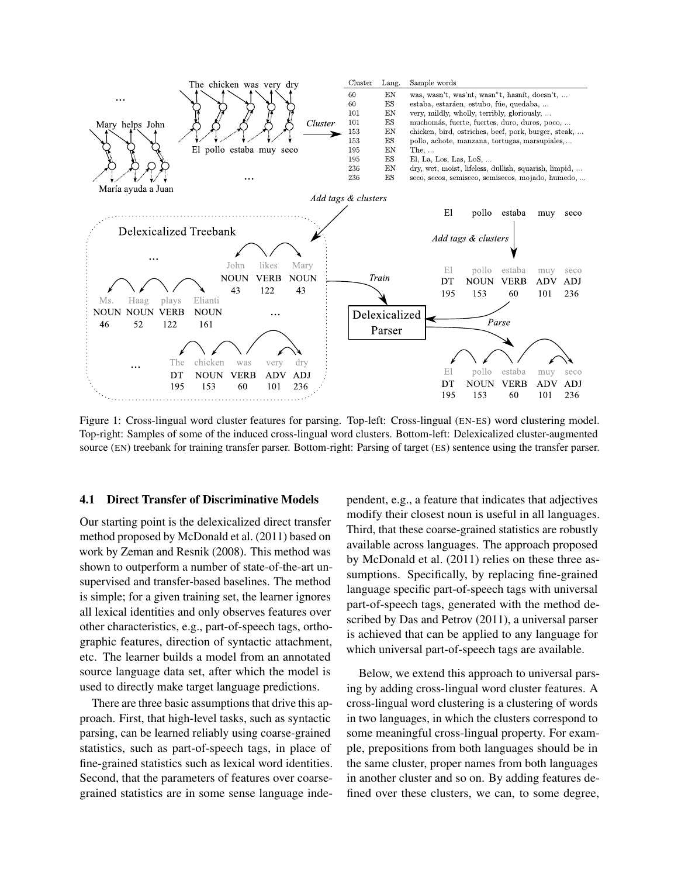| Cluster | Lang. | Sample words |
| --- | --- | --- |
| 60 | EN | was, wasn't, was'nt, wasn"t, hasnít, doesn't, ... |
| 60 | ES | estaba, estaráen, estubo, fúe, quedaba, ... |
| 101 | EN | very, mildly, wholly, terribly, gloriously, ... |
| 101 | ES | muchomás, fuerte, fuertes, duro, duros, poco, ... |
| 153 | EN | chicken, bird, ostriches, beef, pork, burger, steak, ... |
| 153 | ES | pollo, achote, manzana, tortugas, marsupiales, ... |
| 195 | EN | The, ... |
| 195 | ES | El, La, Los, Las, LoS, ... |
| 236 | EN | dry, wet, moist, lifeless, dullish, squarish, limpid, ... |
| 236 | ES | seco, secos, semiseco, semisecos, mojado, humedo, ... |

Figure 1: Cross-lingual word cluster features for parsing. Top-left: Cross-lingual (EN-ES) word clustering model. Top-right: Samples of some of the induced cross-lingual word clusters. Bottom-left: Delexicalized cluster-augmented source (EN) treebank for training transfer parser. Bottom-right: Parsing of target (ES) sentence using the transfer parser.

### 4.1 Direct Transfer of Discriminative Models

Our starting point is the delexicalized direct transfer method proposed by McDonald et al. (2011) based on work by Zeman and Resnik (2008). This method was shown to outperform a number of state-of-the-art unsupervised and transfer-based baselines. The method is simple; for a given training set, the learner ignores all lexical identities and only observes features over other characteristics, e.g., part-of-speech tags, orthographic features, direction of syntactic attachment, etc. The learner builds a model from an annotated source language data set, after which the model is used to directly make target language predictions.

There are three basic assumptions that drive this approach. First, that high-level tasks, such as syntactic parsing, can be learned reliably using coarse-grained statistics, such as part-of-speech tags, in place of fine-grained statistics such as lexical word identities. Second, that the parameters of features over coarse-grained statistics are in some sense language independent, e.g., a feature that indicates that adjectives modify their closest noun is useful in all languages. Third, that these coarse-grained statistics are robustly available across languages. The approach proposed by McDonald et al. (2011) relies on these three assumptions. Specifically, by replacing fine-grained language specific part-of-speech tags with universal part-of-speech tags, generated with the method described by Das and Petrov (2011), a universal parser is achieved that can be applied to any language for which universal part-of-speech tags are available.

Below, we extend this approach to universal parsing by adding cross-lingual word cluster features. A cross-lingual word clustering is a clustering of words in two languages, in which the clusters correspond to some meaningful cross-lingual property. For example, prepositions from both languages should be in the same cluster, proper names from both languages in another cluster and so on. By adding features defined over these clusters, we can, to some degree,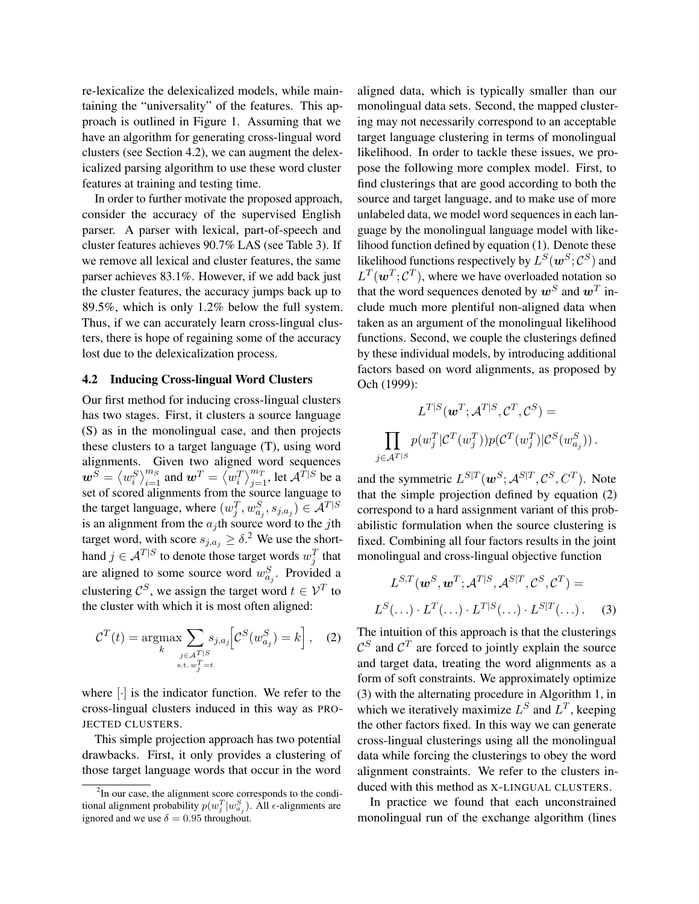re-lexicalize the delexicalized models, while maintaining the "universality" of the features. This approach is outlined in Figure 1. Assuming that we have an algorithm for generating cross-lingual word clusters (see Section 4.2), we can augment the delexicalized parsing algorithm to use these word cluster features at training and testing time.

In order to further motivate the proposed approach, consider the accuracy of the supervised English parser. A parser with lexical, part-of-speech and cluster features achieves 90.7% LAS (see Table 3). If we remove all lexical and cluster features, the same parser achieves 83.1%. However, if we add back just the cluster features, the accuracy jumps back up to 89.5%, which is only 1.2% below the full system. Thus, if we can accurately learn cross-lingual clusters, there is hope of regaining some of the accuracy lost due to the delexicalization process.

### 4.2 Inducing Cross-lingual Word Clusters

Our first method for inducing cross-lingual clusters has two stages. First, it clusters a source language (S) as in the monolingual case, and then projects these clusters to a target language (T), using word alignments. Given two aligned word sequences $\boldsymbol{w}^S = \langle w_i^S \rangle_{i=1}^{m_S}$ and $\boldsymbol{w}^T = \langle w_i^T \rangle_{j=1}^{m_T}$, let $\mathcal{A}^{T|S}$ be a set of scored alignments from the source language to the target language, where $(w_j^T, w_{a_j}^S, s_{j,a_j}) \in \mathcal{A}^{T|S}$ is an alignment from the $a_j$th source word to the $j$th target word, with score $s_{j,a_j} \geq \delta$.[2] We use the shorthand $j \in \mathcal{A}^{T|S}$ to denote those target words $w_j^T$ that are aligned to some source word $w_{a_j}^S$. Provided a clustering $\mathcal{C}^S$, we assign the target word $t \in \mathcal{V}^T$ to the cluster with which it is most often aligned:

$$\mathcal{C}^T(t) = \operatorname*{argmax}_k \sum_{\substack{j \in \mathcal{A}^{T|S} \\ \text{s.t. } w_j^T = t}} s_{j,a_j} \Big[ \mathcal{C}^S(w_{a_j}^S) = k \Big] , \quad (2)$$

where $[\cdot]$ is the indicator function. We refer to the cross-lingual clusters induced in this way as PROJECTED CLUSTERS.

This simple projection approach has two potential drawbacks. First, it only provides a clustering of those target language words that occur in the word aligned data, which is typically smaller than our monolingual data sets. Second, the mapped clustering may not necessarily correspond to an acceptable target language clustering in terms of monolingual likelihood. In order to tackle these issues, we propose the following more complex model. First, to find clusterings that are good according to both the source and target language, and to make use of more unlabeled data, we model word sequences in each language by the monolingual language model with likelihood function defined by equation (1). Denote these likelihood functions respectively by $L^S(\boldsymbol{w}^S; \mathcal{C}^S)$ and $L^T(\boldsymbol{w}^T; \mathcal{C}^T)$, where we have overloaded notation so that the word sequences denoted by $\boldsymbol{w}^S$ and $\boldsymbol{w}^T$ include much more plentiful non-aligned data when taken as an argument of the monolingual likelihood functions. Second, we couple the clusterings defined by these individual models, by introducing additional factors based on word alignments, as proposed by Och (1999):

$$L^{T|S}(\boldsymbol{w}^T; \mathcal{A}^{T|S}, \mathcal{C}^T, \mathcal{C}^S) =$$

$$\prod_{j \in \mathcal{A}^{T|S}} p(w_j^T | \mathcal{C}^T(w_j^T)) p(\mathcal{C}^T(w_j^T) | \mathcal{C}^S(w_{a_j}^S)) \,.$$

and the symmetric $L^{S|T}(\boldsymbol{w}^S; \mathcal{A}^{S|T}, \mathcal{C}^S, C^T)$. Note that the simple projection defined by equation (2) correspond to a hard assignment variant of this probabilistic formulation when the source clustering is fixed. Combining all four factors results in the joint monolingual and cross-lingual objective function

$$L^{S,T}(\boldsymbol{w}^S, \boldsymbol{w}^T; \mathcal{A}^{T|S}, \mathcal{A}^{S|T}, \mathcal{C}^S, \mathcal{C}^T) =$$

$$L^S(\ldots) \cdot L^T(\ldots) \cdot L^{T|S}(\ldots) \cdot L^{S|T}(\ldots) \,. \quad (3)$$

The intuition of this approach is that the clusterings $\mathcal{C}^S$ and $\mathcal{C}^T$ are forced to jointly explain the source and target data, treating the word alignments as a form of soft constraints. We approximately optimize (3) with the alternating procedure in Algorithm 1, in which we iteratively maximize $L^S$ and $L^T$, keeping the other factors fixed. In this way we can generate cross-lingual clusterings using all the monolingual data while forcing the clusterings to obey the word alignment constraints. We refer to the clusters induced with this method as X-LINGUAL CLUSTERS.

In practice we found that each unconstrained monolingual run of the exchange algorithm (lines

[2] In our case, the alignment score corresponds to the conditional alignment probability $p(w_j^T | w_{a_j}^S)$. All $\epsilon$-alignments are ignored and we use $\delta = 0.95$ throughout.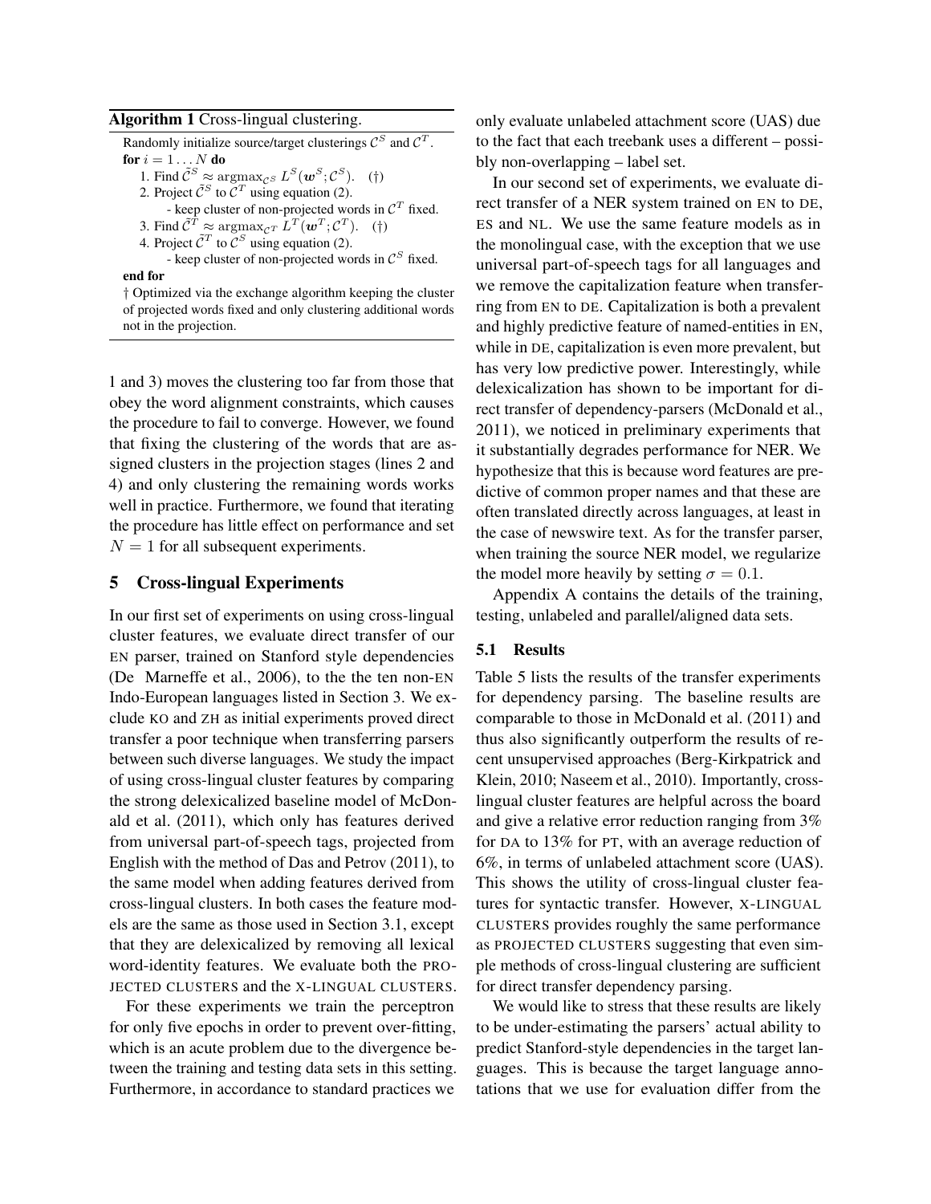**Algorithm 1** Cross-lingual clustering.

Randomly initialize source/target clusterings $\mathcal{C}^S$ and $\mathcal{C}^T$.
**for** $i = 1 \dots N$ **do**
1. Find $\tilde{\mathcal{C}}^S \approx \text{argmax}_{\mathcal{C}^S} L^S(\boldsymbol{w}^S; \mathcal{C}^S)$. (†)
2. Project $\tilde{\mathcal{C}}^S$ to $\mathcal{C}^T$ using equation (2).
   - keep cluster of non-projected words in $\mathcal{C}^T$ fixed.
3. Find $\tilde{\mathcal{C}}^T \approx \text{argmax}_{\mathcal{C}^T} L^T(\boldsymbol{w}^T; \mathcal{C}^T)$. (†)
4. Project $\tilde{\mathcal{C}}^T$ to $\mathcal{C}^S$ using equation (2).
   - keep cluster of non-projected words in $\mathcal{C}^S$ fixed.

**end for**

† Optimized via the exchange algorithm keeping the cluster of projected words fixed and only clustering additional words not in the projection.

1 and 3) moves the clustering too far from those that obey the word alignment constraints, which causes the procedure to fail to converge. However, we found that fixing the clustering of the words that are assigned clusters in the projection stages (lines 2 and 4) and only clustering the remaining words works well in practice. Furthermore, we found that iterating the procedure has little effect on performance and set $N = 1$ for all subsequent experiments.

## 5 Cross-lingual Experiments

In our first set of experiments on using cross-lingual cluster features, we evaluate direct transfer of our EN parser, trained on Stanford style dependencies (De Marneffe et al., 2006), to the the ten non-EN Indo-European languages listed in Section 3. We exclude KO and ZH as initial experiments proved direct transfer a poor technique when transferring parsers between such diverse languages. We study the impact of using cross-lingual cluster features by comparing the strong delexicalized baseline model of McDonald et al. (2011), which only has features derived from universal part-of-speech tags, projected from English with the method of Das and Petrov (2011), to the same model when adding features derived from cross-lingual clusters. In both cases the feature models are the same as those used in Section 3.1, except that they are delexicalized by removing all lexical word-identity features. We evaluate both the PROJECTED CLUSTERS and the X-LINGUAL CLUSTERS.

For these experiments we train the perceptron for only five epochs in order to prevent over-fitting, which is an acute problem due to the divergence between the training and testing data sets in this setting. Furthermore, in accordance to standard practices we only evaluate unlabeled attachment score (UAS) due to the fact that each treebank uses a different – possibly non-overlapping – label set.

In our second set of experiments, we evaluate direct transfer of a NER system trained on EN to DE, ES and NL. We use the same feature models as in the monolingual case, with the exception that we use universal part-of-speech tags for all languages and we remove the capitalization feature when transferring from EN to DE. Capitalization is both a prevalent and highly predictive feature of named-entities in EN, while in DE, capitalization is even more prevalent, but has very low predictive power. Interestingly, while delexicalization has shown to be important for direct transfer of dependency-parsers (McDonald et al., 2011), we noticed in preliminary experiments that it substantially degrades performance for NER. We hypothesize that this is because word features are predictive of common proper names and that these are often translated directly across languages, at least in the case of newswire text. As for the transfer parser, when training the source NER model, we regularize the model more heavily by setting $\sigma = 0.1$.

Appendix A contains the details of the training, testing, unlabeled and parallel/aligned data sets.

### 5.1 Results

Table 5 lists the results of the transfer experiments for dependency parsing. The baseline results are comparable to those in McDonald et al. (2011) and thus also significantly outperform the results of recent unsupervised approaches (Berg-Kirkpatrick and Klein, 2010; Naseem et al., 2010). Importantly, cross-lingual cluster features are helpful across the board and give a relative error reduction ranging from 3% for DA to 13% for PT, with an average reduction of 6%, in terms of unlabeled attachment score (UAS). This shows the utility of cross-lingual cluster features for syntactic transfer. However, X-LINGUAL CLUSTERS provides roughly the same performance as PROJECTED CLUSTERS suggesting that even simple methods of cross-lingual clustering are sufficient for direct transfer dependency parsing.

We would like to stress that these results are likely to be under-estimating the parsers' actual ability to predict Stanford-style dependencies in the target languages. This is because the target language annotations that we use for evaluation differ from the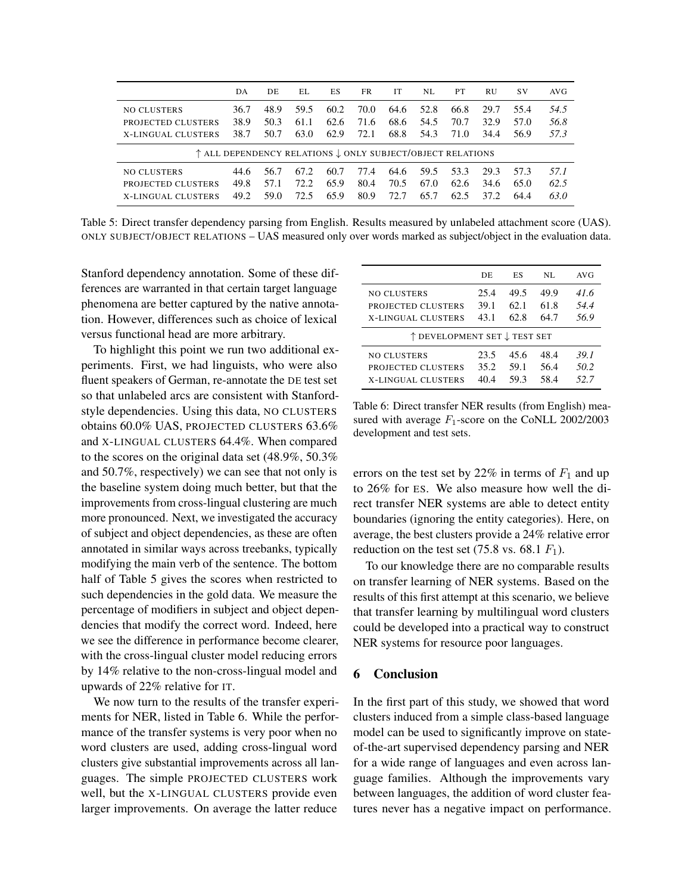| | DA | DE | EL | ES | FR | IT | NL | PT | RU | SV | AVG |
|---|---|---|---|---|---|---|---|---|---|---|---|
| NO CLUSTERS | 36.7 | 48.9 | 59.5 | 60.2 | 70.0 | 64.6 | 52.8 | 66.8 | 29.7 | 55.4 | *54.5* |
| PROJECTED CLUSTERS | 38.9 | 50.3 | 61.1 | 62.6 | 71.6 | 68.6 | 54.5 | 70.7 | 32.9 | 57.0 | *56.8* |
| X-LINGUAL CLUSTERS | 38.7 | 50.7 | 63.0 | 62.9 | 72.1 | 68.8 | 54.3 | 71.0 | 34.4 | 56.9 | *57.3* |
| ↑ ALL DEPENDENCY RELATIONS ↓ ONLY SUBJECT/OBJECT RELATIONS | | | | | | | | | | | |
| NO CLUSTERS | 44.6 | 56.7 | 67.2 | 60.7 | 77.4 | 64.6 | 59.5 | 53.3 | 29.3 | 57.3 | *57.1* |
| PROJECTED CLUSTERS | 49.8 | 57.1 | 72.2 | 65.9 | 80.4 | 70.5 | 67.0 | 62.6 | 34.6 | 65.0 | *62.5* |
| X-LINGUAL CLUSTERS | 49.2 | 59.0 | 72.5 | 65.9 | 80.9 | 72.7 | 65.7 | 62.5 | 37.2 | 64.4 | *63.0* |

Table 5: Direct transfer dependency parsing from English. Results measured by unlabeled attachment score (UAS). ONLY SUBJECT/OBJECT RELATIONS – UAS measured only over words marked as subject/object in the evaluation data.

Stanford dependency annotation. Some of these differences are warranted in that certain target language phenomena are better captured by the native annotation. However, differences such as choice of lexical versus functional head are more arbitrary.

To highlight this point we run two additional experiments. First, we had linguists, who were also fluent speakers of German, re-annotate the DE test set so that unlabeled arcs are consistent with Stanford-style dependencies. Using this data, NO CLUSTERS obtains 60.0% UAS, PROJECTED CLUSTERS 63.6% and X-LINGUAL CLUSTERS 64.4%. When compared to the scores on the original data set (48.9%, 50.3% and 50.7%, respectively) we can see that not only is the baseline system doing much better, but that the improvements from cross-lingual clustering are much more pronounced. Next, we investigated the accuracy of subject and object dependencies, as these are often annotated in similar ways across treebanks, typically modifying the main verb of the sentence. The bottom half of Table 5 gives the scores when restricted to such dependencies in the gold data. We measure the percentage of modifiers in subject and object dependencies that modify the correct word. Indeed, here we see the difference in performance become clearer, with the cross-lingual cluster model reducing errors by 14% relative to the non-cross-lingual model and upwards of 22% relative for IT.

We now turn to the results of the transfer experiments for NER, listed in Table 6. While the performance of the transfer systems is very poor when no word clusters are used, adding cross-lingual word clusters give substantial improvements across all languages. The simple PROJECTED CLUSTERS work well, but the X-LINGUAL CLUSTERS provide even larger improvements. On average the latter reduce errors on the test set by 22% in terms of $F_1$ and up to 26% for ES. We also measure how well the direct transfer NER systems are able to detect entity boundaries (ignoring the entity categories). Here, on average, the best clusters provide a 24% relative error reduction on the test set (75.8 vs. 68.1 $F_1$).

| | DE | ES | NL | AVG |
|---|---|---|---|---|
| NO CLUSTERS | 25.4 | 49.5 | 49.9 | *41.6* |
| PROJECTED CLUSTERS | 39.1 | 62.1 | 61.8 | *54.4* |
| X-LINGUAL CLUSTERS | 43.1 | 62.8 | 64.7 | *56.9* |
| ↑ DEVELOPMENT SET ↓ TEST SET | | | | |
| NO CLUSTERS | 23.5 | 45.6 | 48.4 | *39.1* |
| PROJECTED CLUSTERS | 35.2 | 59.1 | 56.4 | *50.2* |
| X-LINGUAL CLUSTERS | 40.4 | 59.3 | 58.4 | *52.7* |

Table 6: Direct transfer NER results (from English) measured with average $F_1$-score on the CoNLL 2002/2003 development and test sets.

To our knowledge there are no comparable results on transfer learning of NER systems. Based on the results of this first attempt at this scenario, we believe that transfer learning by multilingual word clusters could be developed into a practical way to construct NER systems for resource poor languages.

## 6 Conclusion

In the first part of this study, we showed that word clusters induced from a simple class-based language model can be used to significantly improve on state-of-the-art supervised dependency parsing and NER for a wide range of languages and even across language families. Although the improvements vary between languages, the addition of word cluster features never has a negative impact on performance.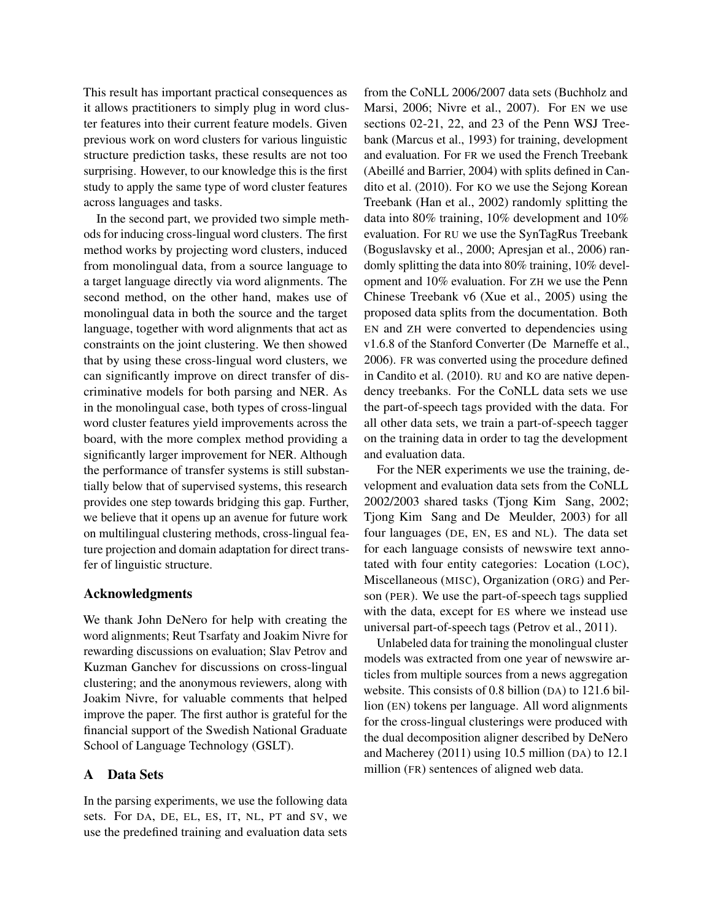This result has important practical consequences as it allows practitioners to simply plug in word cluster features into their current feature models. Given previous work on word clusters for various linguistic structure prediction tasks, these results are not too surprising. However, to our knowledge this is the first study to apply the same type of word cluster features across languages and tasks.

In the second part, we provided two simple methods for inducing cross-lingual word clusters. The first method works by projecting word clusters, induced from monolingual data, from a source language to a target language directly via word alignments. The second method, on the other hand, makes use of monolingual data in both the source and the target language, together with word alignments that act as constraints on the joint clustering. We then showed that by using these cross-lingual word clusters, we can significantly improve on direct transfer of discriminative models for both parsing and NER. As in the monolingual case, both types of cross-lingual word cluster features yield improvements across the board, with the more complex method providing a significantly larger improvement for NER. Although the performance of transfer systems is still substantially below that of supervised systems, this research provides one step towards bridging this gap. Further, we believe that it opens up an avenue for future work on multilingual clustering methods, cross-lingual feature projection and domain adaptation for direct transfer of linguistic structure.

## Acknowledgments

We thank John DeNero for help with creating the word alignments; Reut Tsarfaty and Joakim Nivre for rewarding discussions on evaluation; Slav Petrov and Kuzman Ganchev for discussions on cross-lingual clustering; and the anonymous reviewers, along with Joakim Nivre, for valuable comments that helped improve the paper. The first author is grateful for the financial support of the Swedish National Graduate School of Language Technology (GSLT).

## A Data Sets

In the parsing experiments, we use the following data sets. For DA, DE, EL, ES, IT, NL, PT and SV, we use the predefined training and evaluation data sets from the CoNLL 2006/2007 data sets (Buchholz and Marsi, 2006; Nivre et al., 2007). For EN we use sections 02-21, 22, and 23 of the Penn WSJ Treebank (Marcus et al., 1993) for training, development and evaluation. For FR we used the French Treebank (Abeillé and Barrier, 2004) with splits defined in Candito et al. (2010). For KO we use the Sejong Korean Treebank (Han et al., 2002) randomly splitting the data into 80% training, 10% development and 10% evaluation. For RU we use the SynTagRus Treebank (Boguslavsky et al., 2000; Apresjan et al., 2006) randomly splitting the data into 80% training, 10% development and 10% evaluation. For ZH we use the Penn Chinese Treebank v6 (Xue et al., 2005) using the proposed data splits from the documentation. Both EN and ZH were converted to dependencies using v1.6.8 of the Stanford Converter (De Marneffe et al., 2006). FR was converted using the procedure defined in Candito et al. (2010). RU and KO are native dependency treebanks. For the CoNLL data sets we use the part-of-speech tags provided with the data. For all other data sets, we train a part-of-speech tagger on the training data in order to tag the development and evaluation data.

For the NER experiments we use the training, development and evaluation data sets from the CoNLL 2002/2003 shared tasks (Tjong Kim Sang, 2002; Tjong Kim Sang and De Meulder, 2003) for all four languages (DE, EN, ES and NL). The data set for each language consists of newswire text annotated with four entity categories: Location (LOC), Miscellaneous (MISC), Organization (ORG) and Person (PER). We use the part-of-speech tags supplied with the data, except for ES where we instead use universal part-of-speech tags (Petrov et al., 2011).

Unlabeled data for training the monolingual cluster models was extracted from one year of newswire articles from multiple sources from a news aggregation website. This consists of 0.8 billion (DA) to 121.6 billion (EN) tokens per language. All word alignments for the cross-lingual clusterings were produced with the dual decomposition aligner described by DeNero and Macherey (2011) using 10.5 million (DA) to 12.1 million (FR) sentences of aligned web data.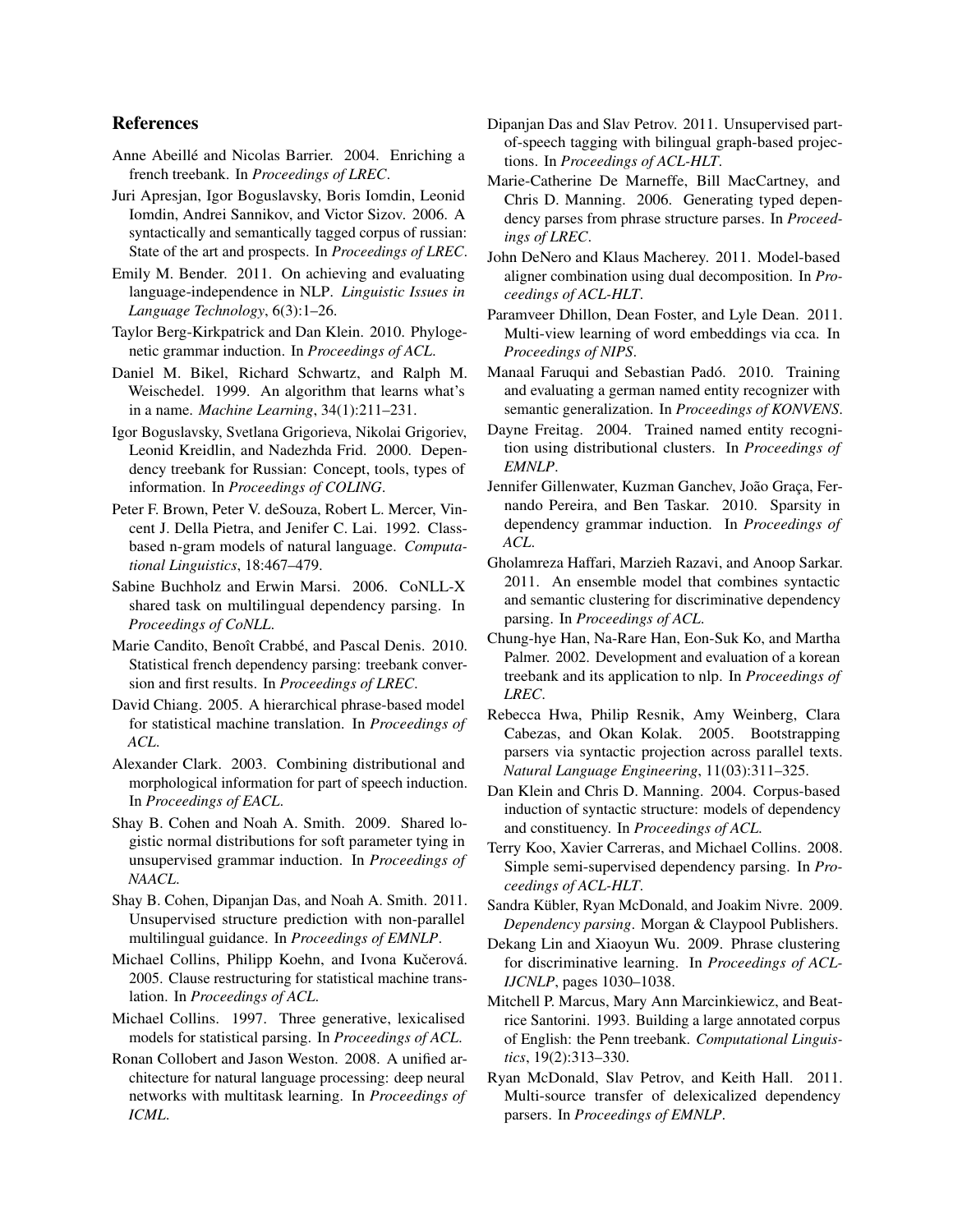## References

Anne Abeillé and Nicolas Barrier. 2004. Enriching a french treebank. In *Proceedings of LREC*.

Juri Apresjan, Igor Boguslavsky, Boris Iomdin, Leonid Iomdin, Andrei Sannikov, and Victor Sizov. 2006. A syntactically and semantically tagged corpus of russian: State of the art and prospects. In *Proceedings of LREC*.

Emily M. Bender. 2011. On achieving and evaluating language-independence in NLP. *Linguistic Issues in Language Technology*, 6(3):1–26.

Taylor Berg-Kirkpatrick and Dan Klein. 2010. Phylogenetic grammar induction. In *Proceedings of ACL*.

Daniel M. Bikel, Richard Schwartz, and Ralph M. Weischedel. 1999. An algorithm that learns what's in a name. *Machine Learning*, 34(1):211–231.

Igor Boguslavsky, Svetlana Grigorieva, Nikolai Grigoriev, Leonid Kreidlin, and Nadezhda Frid. 2000. Dependency treebank for Russian: Concept, tools, types of information. In *Proceedings of COLING*.

Peter F. Brown, Peter V. deSouza, Robert L. Mercer, Vincent J. Della Pietra, and Jenifer C. Lai. 1992. Class-based n-gram models of natural language. *Computational Linguistics*, 18:467–479.

Sabine Buchholz and Erwin Marsi. 2006. CoNLL-X shared task on multilingual dependency parsing. In *Proceedings of CoNLL*.

Marie Candito, Benoît Crabbé, and Pascal Denis. 2010. Statistical french dependency parsing: treebank conversion and first results. In *Proceedings of LREC*.

David Chiang. 2005. A hierarchical phrase-based model for statistical machine translation. In *Proceedings of ACL*.

Alexander Clark. 2003. Combining distributional and morphological information for part of speech induction. In *Proceedings of EACL*.

Shay B. Cohen and Noah A. Smith. 2009. Shared logistic normal distributions for soft parameter tying in unsupervised grammar induction. In *Proceedings of NAACL*.

Shay B. Cohen, Dipanjan Das, and Noah A. Smith. 2011. Unsupervised structure prediction with non-parallel multilingual guidance. In *Proceedings of EMNLP*.

Michael Collins, Philipp Koehn, and Ivona Kučerová. 2005. Clause restructuring for statistical machine translation. In *Proceedings of ACL*.

Michael Collins. 1997. Three generative, lexicalised models for statistical parsing. In *Proceedings of ACL*.

Ronan Collobert and Jason Weston. 2008. A unified architecture for natural language processing: deep neural networks with multitask learning. In *Proceedings of ICML*.

Dipanjan Das and Slav Petrov. 2011. Unsupervised part-of-speech tagging with bilingual graph-based projections. In *Proceedings of ACL-HLT*.

Marie-Catherine De Marneffe, Bill MacCartney, and Chris D. Manning. 2006. Generating typed dependency parses from phrase structure parses. In *Proceedings of LREC*.

John DeNero and Klaus Macherey. 2011. Model-based aligner combination using dual decomposition. In *Proceedings of ACL-HLT*.

Paramveer Dhillon, Dean Foster, and Lyle Dean. 2011. Multi-view learning of word embeddings via cca. In *Proceedings of NIPS*.

Manaal Faruqui and Sebastian Padó. 2010. Training and evaluating a german named entity recognizer with semantic generalization. In *Proceedings of KONVENS*.

Dayne Freitag. 2004. Trained named entity recognition using distributional clusters. In *Proceedings of EMNLP*.

Jennifer Gillenwater, Kuzman Ganchev, João Graça, Fernando Pereira, and Ben Taskar. 2010. Sparsity in dependency grammar induction. In *Proceedings of ACL*.

Gholamreza Haffari, Marzieh Razavi, and Anoop Sarkar. 2011. An ensemble model that combines syntactic and semantic clustering for discriminative dependency parsing. In *Proceedings of ACL*.

Chung-hye Han, Na-Rare Han, Eon-Suk Ko, and Martha Palmer. 2002. Development and evaluation of a korean treebank and its application to nlp. In *Proceedings of LREC*.

Rebecca Hwa, Philip Resnik, Amy Weinberg, Clara Cabezas, and Okan Kolak. 2005. Bootstrapping parsers via syntactic projection across parallel texts. *Natural Language Engineering*, 11(03):311–325.

Dan Klein and Chris D. Manning. 2004. Corpus-based induction of syntactic structure: models of dependency and constituency. In *Proceedings of ACL*.

Terry Koo, Xavier Carreras, and Michael Collins. 2008. Simple semi-supervised dependency parsing. In *Proceedings of ACL-HLT*.

Sandra Kübler, Ryan McDonald, and Joakim Nivre. 2009. *Dependency parsing*. Morgan & Claypool Publishers.

Dekang Lin and Xiaoyun Wu. 2009. Phrase clustering for discriminative learning. In *Proceedings of ACL-IJCNLP*, pages 1030–1038.

Mitchell P. Marcus, Mary Ann Marcinkiewicz, and Beatrice Santorini. 1993. Building a large annotated corpus of English: the Penn treebank. *Computational Linguistics*, 19(2):313–330.

Ryan McDonald, Slav Petrov, and Keith Hall. 2011. Multi-source transfer of delexicalized dependency parsers. In *Proceedings of EMNLP*.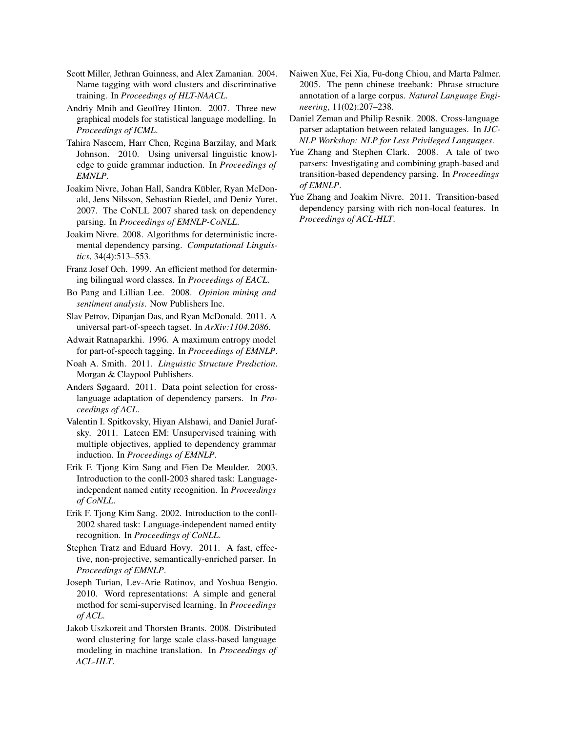Scott Miller, Jethran Guinness, and Alex Zamanian. 2004. Name tagging with word clusters and discriminative training. In *Proceedings of HLT-NAACL*.

Andriy Mnih and Geoffrey Hinton. 2007. Three new graphical models for statistical language modelling. In *Proceedings of ICML*.

Tahira Naseem, Harr Chen, Regina Barzilay, and Mark Johnson. 2010. Using universal linguistic knowledge to guide grammar induction. In *Proceedings of EMNLP*.

Joakim Nivre, Johan Hall, Sandra Kübler, Ryan McDonald, Jens Nilsson, Sebastian Riedel, and Deniz Yuret. 2007. The CoNLL 2007 shared task on dependency parsing. In *Proceedings of EMNLP-CoNLL*.

Joakim Nivre. 2008. Algorithms for deterministic incremental dependency parsing. *Computational Linguistics*, 34(4):513–553.

Franz Josef Och. 1999. An efficient method for determining bilingual word classes. In *Proceedings of EACL*.

Bo Pang and Lillian Lee. 2008. *Opinion mining and sentiment analysis*. Now Publishers Inc.

Slav Petrov, Dipanjan Das, and Ryan McDonald. 2011. A universal part-of-speech tagset. In *ArXiv:1104.2086*.

Adwait Ratnaparkhi. 1996. A maximum entropy model for part-of-speech tagging. In *Proceedings of EMNLP*.

Noah A. Smith. 2011. *Linguistic Structure Prediction*. Morgan & Claypool Publishers.

Anders Søgaard. 2011. Data point selection for cross-language adaptation of dependency parsers. In *Proceedings of ACL*.

Valentin I. Spitkovsky, Hiyan Alshawi, and Daniel Jurafsky. 2011. Lateen EM: Unsupervised training with multiple objectives, applied to dependency grammar induction. In *Proceedings of EMNLP*.

Erik F. Tjong Kim Sang and Fien De Meulder. 2003. Introduction to the conll-2003 shared task: Language-independent named entity recognition. In *Proceedings of CoNLL*.

Erik F. Tjong Kim Sang. 2002. Introduction to the conll-2002 shared task: Language-independent named entity recognition. In *Proceedings of CoNLL*.

Stephen Tratz and Eduard Hovy. 2011. A fast, effective, non-projective, semantically-enriched parser. In *Proceedings of EMNLP*.

Joseph Turian, Lev-Arie Ratinov, and Yoshua Bengio. 2010. Word representations: A simple and general method for semi-supervised learning. In *Proceedings of ACL*.

Jakob Uszkoreit and Thorsten Brants. 2008. Distributed word clustering for large scale class-based language modeling in machine translation. In *Proceedings of ACL-HLT*.

Naiwen Xue, Fei Xia, Fu-dong Chiou, and Marta Palmer. 2005. The penn chinese treebank: Phrase structure annotation of a large corpus. *Natural Language Engineering*, 11(02):207–238.

Daniel Zeman and Philip Resnik. 2008. Cross-language parser adaptation between related languages. In *IJCNLP Workshop: NLP for Less Privileged Languages*.

Yue Zhang and Stephen Clark. 2008. A tale of two parsers: Investigating and combining graph-based and transition-based dependency parsing. In *Proceedings of EMNLP*.

Yue Zhang and Joakim Nivre. 2011. Transition-based dependency parsing with rich non-local features. In *Proceedings of ACL-HLT*.